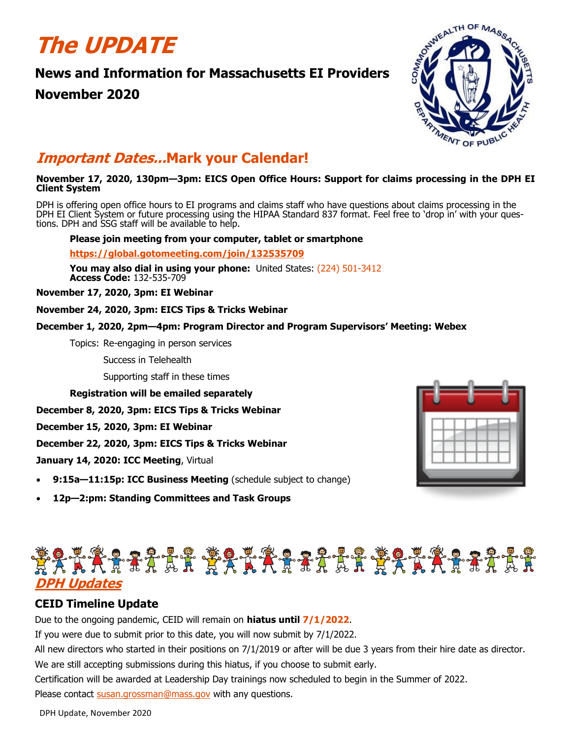# *The UPDATE*

## News and Information for Massachusetts EI Providers

## November 2020

## *Important Dates…*Mark your Calendar!

**November 17, 2020, 130pm—3pm: EICS Open Office Hours: Support for claims processing in the DPH EI Client System**

DPH is offering open office hours to EI programs and claims staff who have questions about claims processing in the DPH EI Client System or future processing using the HIPAA Standard 837 format. Feel free to 'drop in' with your questions. DPH and SSG staff will be available to help.

**Please join meeting from your computer, tablet or smartphone**

**https://global.gotomeeting.com/join/132535709**

**You may also dial in using your phone:** United States: (224) 501-3412
**Access Code:** 132-535-709

**November 17, 2020, 3pm: EI Webinar**

**November 24, 2020, 3pm: EICS Tips & Tricks Webinar**

**December 1, 2020, 2pm—4pm: Program Director and Program Supervisors' Meeting: Webex**

Topics: Re-engaging in person services

Success in Telehealth

Supporting staff in these times

**Registration will be emailed separately**

**December 8, 2020, 3pm: EICS Tips & Tricks Webinar**

**December 15, 2020, 3pm: EI Webinar**

**December 22, 2020, 3pm: EICS Tips & Tricks Webinar**

**January 14, 2020: ICC Meeting**, Virtual

- **9:15a—11:15p: ICC Business Meeting** (schedule subject to change)
- **12p—2:pm: Standing Committees and Task Groups**

## *DPH Updates*

### CEID Timeline Update

Due to the ongoing pandemic, CEID will remain on **hiatus until 7/1/2022**.

If you were due to submit prior to this date, you will now submit by 7/1/2022.

All new directors who started in their positions on 7/1/2019 or after will be due 3 years from their hire date as director.

We are still accepting submissions during this hiatus, if you choose to submit early.

Certification will be awarded at Leadership Day trainings now scheduled to begin in the Summer of 2022.

Please contact susan.grossman@mass.gov with any questions.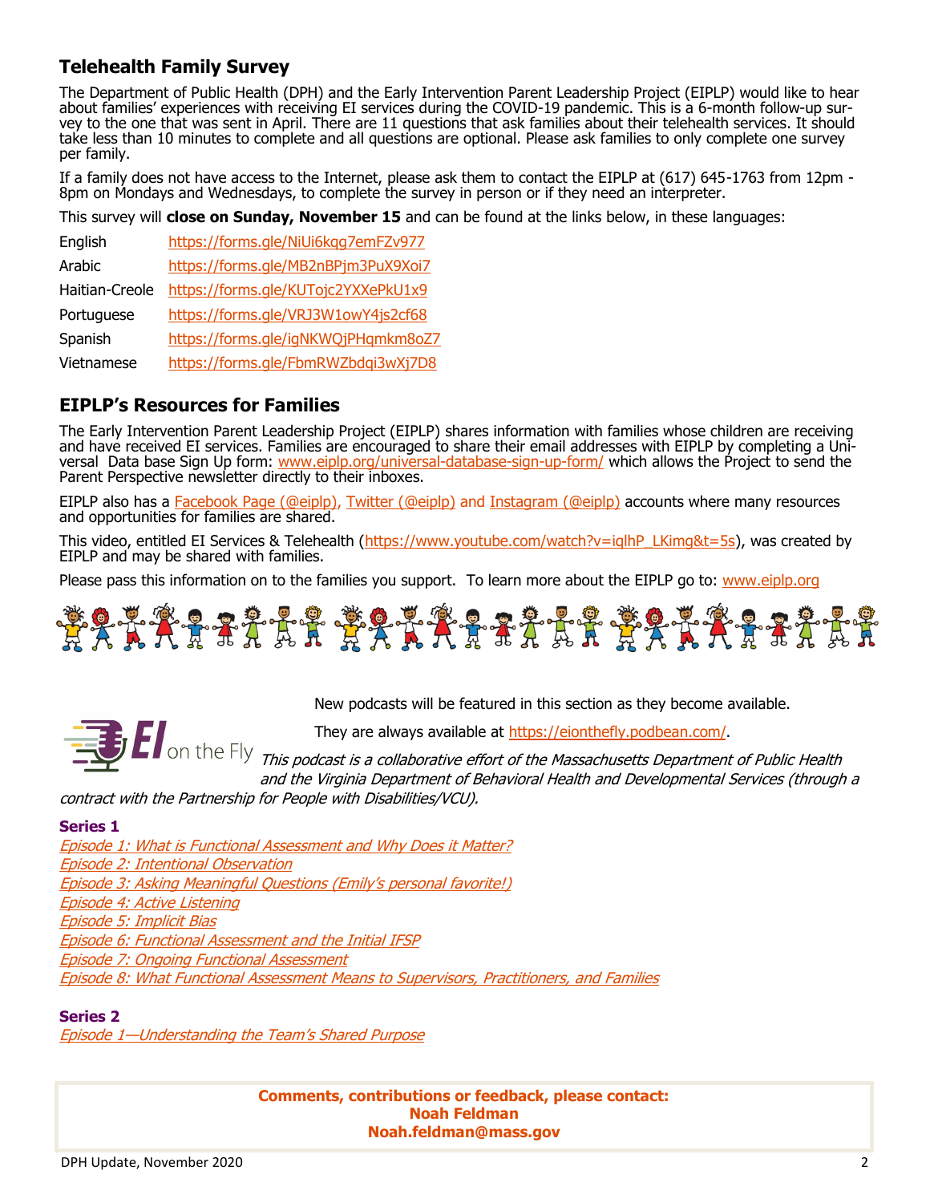## Telehealth Family Survey

The Department of Public Health (DPH) and the Early Intervention Parent Leadership Project (EIPLP) would like to hear about families' experiences with receiving EI services during the COVID-19 pandemic. This is a 6-month follow-up survey to the one that was sent in April. There are 11 questions that ask families about their telehealth services. It should take less than 10 minutes to complete and all questions are optional. Please ask families to only complete one survey per family.

If a family does not have access to the Internet, please ask them to contact the EIPLP at (617) 645-1763 from 12pm - 8pm on Mondays and Wednesdays, to complete the survey in person or if they need an interpreter.

This survey will **close on Sunday, November 15** and can be found at the links below, in these languages:

| | |
|---|---|
| English | https://forms.gle/NiUi6kqg7emFZv977 |
| Arabic | https://forms.gle/MB2nBPjm3PuX9Xoi7 |
| Haitian-Creole | https://forms.gle/KUTojc2YXXePkU1x9 |
| Portuguese | https://forms.gle/VRJ3W1owY4js2cf68 |
| Spanish | https://forms.gle/igNKWQjPHqmkm8oZ7 |
| Vietnamese | https://forms.gle/FbmRWZbdqi3wXj7D8 |

## EIPLP's Resources for Families

The Early Intervention Parent Leadership Project (EIPLP) shares information with families whose children are receiving and have received EI services. Families are encouraged to share their email addresses with EIPLP by completing a Universal Data base Sign Up form: www.eiplp.org/universal-database-sign-up-form/ which allows the Project to send the Parent Perspective newsletter directly to their inboxes.

EIPLP also has a Facebook Page (@eiplp), Twitter (@eiplp) and Instagram (@eiplp) accounts where many resources and opportunities for families are shared.

This video, entitled EI Services & Telehealth (https://www.youtube.com/watch?v=iqlhP_LKimg&t=5s), was created by EIPLP and may be shared with families.

Please pass this information on to the families you support. To learn more about the EIPLP go to: www.eiplp.org

EI on the Fly

New podcasts will be featured in this section as they become available.

They are always available at https://eionthefly.podbean.com/.

*This podcast is a collaborative effort of the Massachusetts Department of Public Health and the Virginia Department of Behavioral Health and Developmental Services (through a contract with the Partnership for People with Disabilities/VCU).*

**Series 1**

*Episode 1: What is Functional Assessment and Why Does it Matter?*
*Episode 2: Intentional Observation*
*Episode 3: Asking Meaningful Questions (Emily's personal favorite!)*
*Episode 4: Active Listening*
*Episode 5: Implicit Bias*
*Episode 6: Functional Assessment and the Initial IFSP*
*Episode 7: Ongoing Functional Assessment*
*Episode 8: What Functional Assessment Means to Supervisors, Practitioners, and Families*

**Series 2**

*Episode 1—Understanding the Team's Shared Purpose*

**Comments, contributions or feedback, please contact:**
**Noah Feldman**
**Noah.feldman@mass.gov**